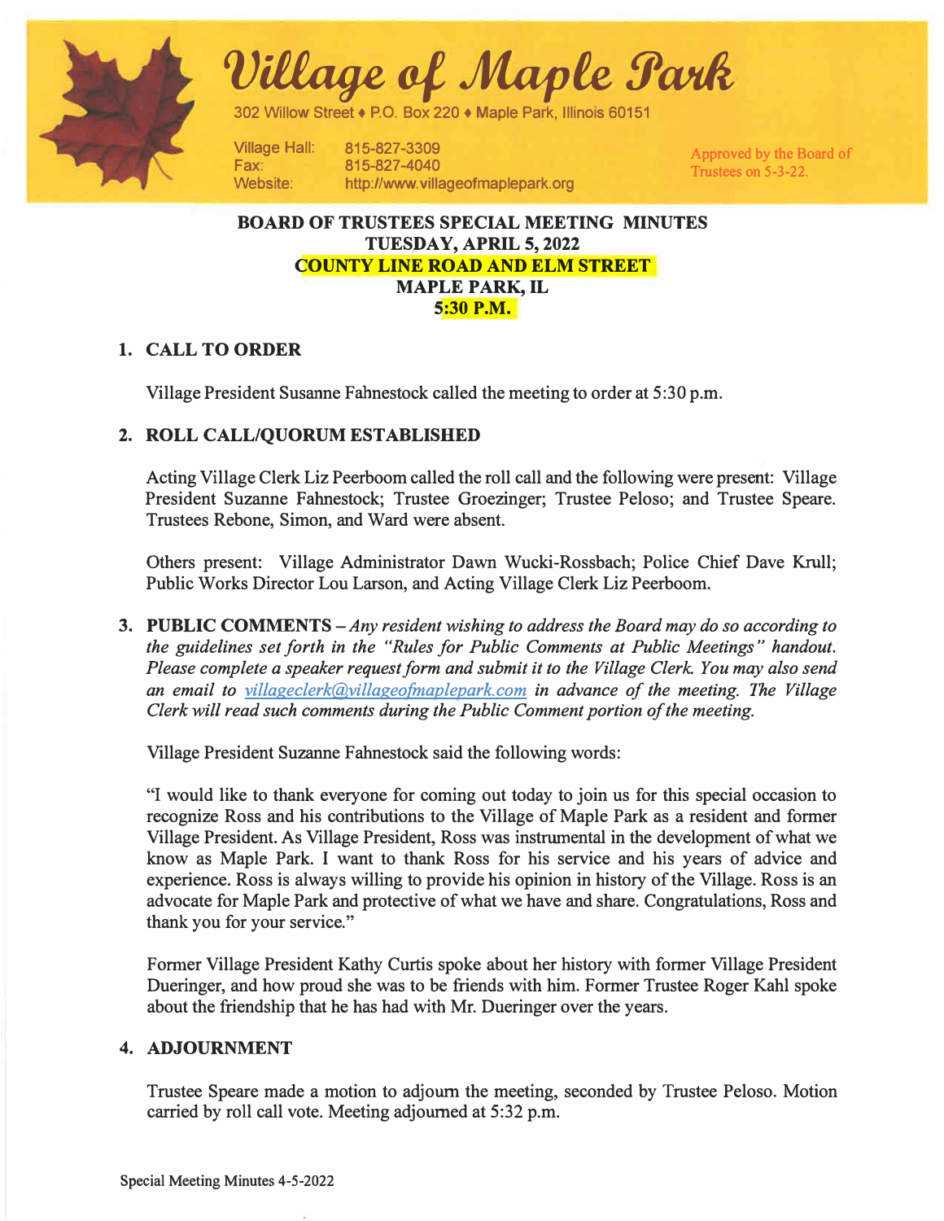# Village of Maple Park

302 Willow Street ♦ P.O. Box 220 ♦ Maple Park, Illinois 60151

Village Hall: 815-827-3309
Fax: 815-827-4040
Website: http://www.villageofmaplepark.org

Approved by the Board of Trustees on 5-3-22.

**BOARD OF TRUSTEES SPECIAL MEETING MINUTES**
**TUESDAY, APRIL 5, 2022**
**COUNTY LINE ROAD AND ELM STREET**
**MAPLE PARK, IL**
**5:30 P.M.**

## 1. CALL TO ORDER

Village President Susanne Fahnestock called the meeting to order at 5:30 p.m.

## 2. ROLL CALL/QUORUM ESTABLISHED

Acting Village Clerk Liz Peerboom called the roll call and the following were present: Village President Suzanne Fahnestock; Trustee Groezinger; Trustee Peloso; and Trustee Speare. Trustees Rebone, Simon, and Ward were absent.

Others present: Village Administrator Dawn Wucki-Rossbach; Police Chief Dave Krull; Public Works Director Lou Larson, and Acting Village Clerk Liz Peerboom.

## 3. PUBLIC COMMENTS – *Any resident wishing to address the Board may do so according to the guidelines set forth in the "Rules for Public Comments at Public Meetings" handout. Please complete a speaker request form and submit it to the Village Clerk. You may also send an email to villageclerk@villageofmaplepark.com in advance of the meeting. The Village Clerk will read such comments during the Public Comment portion of the meeting.*

Village President Suzanne Fahnestock said the following words:

"I would like to thank everyone for coming out today to join us for this special occasion to recognize Ross and his contributions to the Village of Maple Park as a resident and former Village President. As Village President, Ross was instrumental in the development of what we know as Maple Park. I want to thank Ross for his service and his years of advice and experience. Ross is always willing to provide his opinion in history of the Village. Ross is an advocate for Maple Park and protective of what we have and share. Congratulations, Ross and thank you for your service."

Former Village President Kathy Curtis spoke about her history with former Village President Dueringer, and how proud she was to be friends with him. Former Trustee Roger Kahl spoke about the friendship that he has had with Mr. Dueringer over the years.

## 4. ADJOURNMENT

Trustee Speare made a motion to adjourn the meeting, seconded by Trustee Peloso. Motion carried by roll call vote. Meeting adjourned at 5:32 p.m.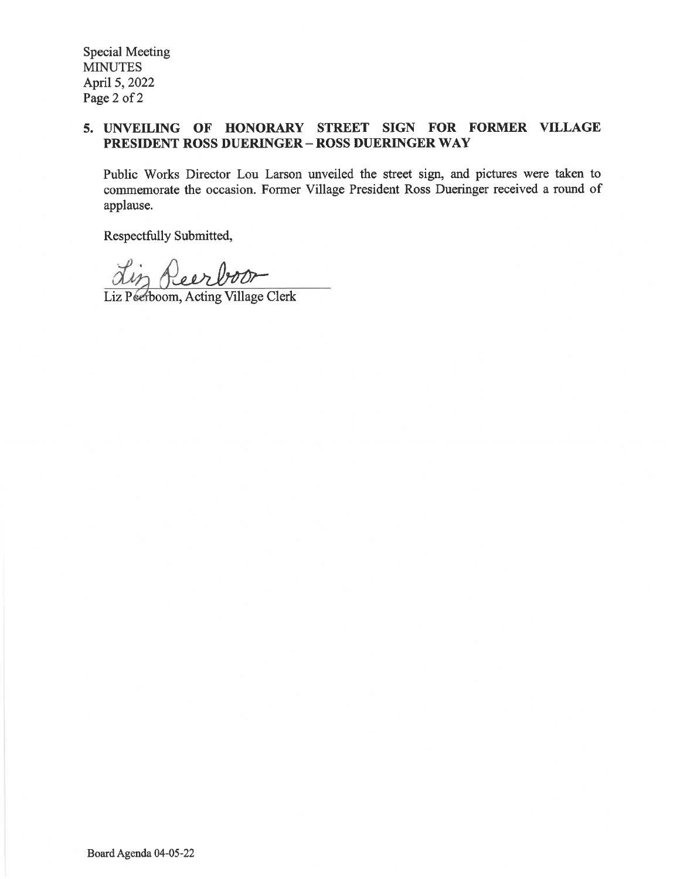## 5. UNVEILING OF HONORARY STREET SIGN FOR FORMER VILLAGE PRESIDENT ROSS DUERINGER – ROSS DUERINGER WAY

Public Works Director Lou Larson unveiled the street sign, and pictures were taken to commemorate the occasion. Former Village President Ross Dueringer received a round of applause.

Respectfully Submitted,

Liz Peerboom

Liz Peerboom, Acting Village Clerk